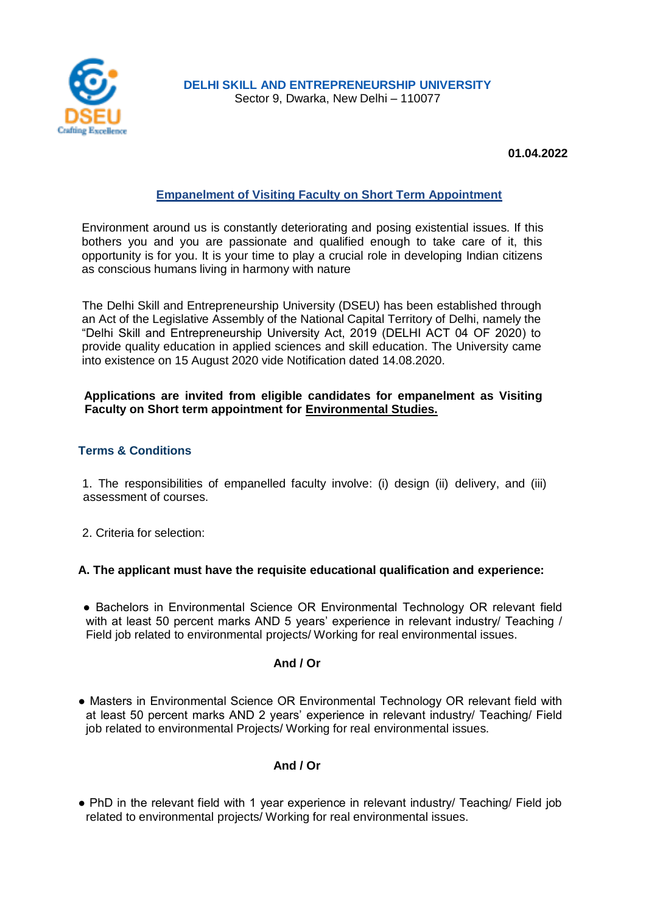# DELHI SKILL AND ENTREPRENEURSHIP UNIVERSITY

Sector 9, Dwarka, New Delhi – 110077

**01.04.2022**

## Empanelment of Visiting Faculty on Short Term Appointment

Environment around us is constantly deteriorating and posing existential issues. If this bothers you and you are passionate and qualified enough to take care of it, this opportunity is for you. It is your time to play a crucial role in developing Indian citizens as conscious humans living in harmony with nature

The Delhi Skill and Entrepreneurship University (DSEU) has been established through an Act of the Legislative Assembly of the National Capital Territory of Delhi, namely the "Delhi Skill and Entrepreneurship University Act, 2019 (DELHI ACT 04 OF 2020) to provide quality education in applied sciences and skill education. The University came into existence on 15 August 2020 vide Notification dated 14.08.2020.

**Applications are invited from eligible candidates for empanelment as Visiting Faculty on Short term appointment for Environmental Studies.**

### Terms & Conditions

1. The responsibilities of empanelled faculty involve: (i) design (ii) delivery, and (iii) assessment of courses.

2. Criteria for selection:

**A. The applicant must have the requisite educational qualification and experience:**

- Bachelors in Environmental Science OR Environmental Technology OR relevant field with at least 50 percent marks AND 5 years' experience in relevant industry/ Teaching / Field job related to environmental projects/ Working for real environmental issues.

**And / Or**

- Masters in Environmental Science OR Environmental Technology OR relevant field with at least 50 percent marks AND 2 years' experience in relevant industry/ Teaching/ Field job related to environmental Projects/ Working for real environmental issues.

**And / Or**

- PhD in the relevant field with 1 year experience in relevant industry/ Teaching/ Field job related to environmental projects/ Working for real environmental issues.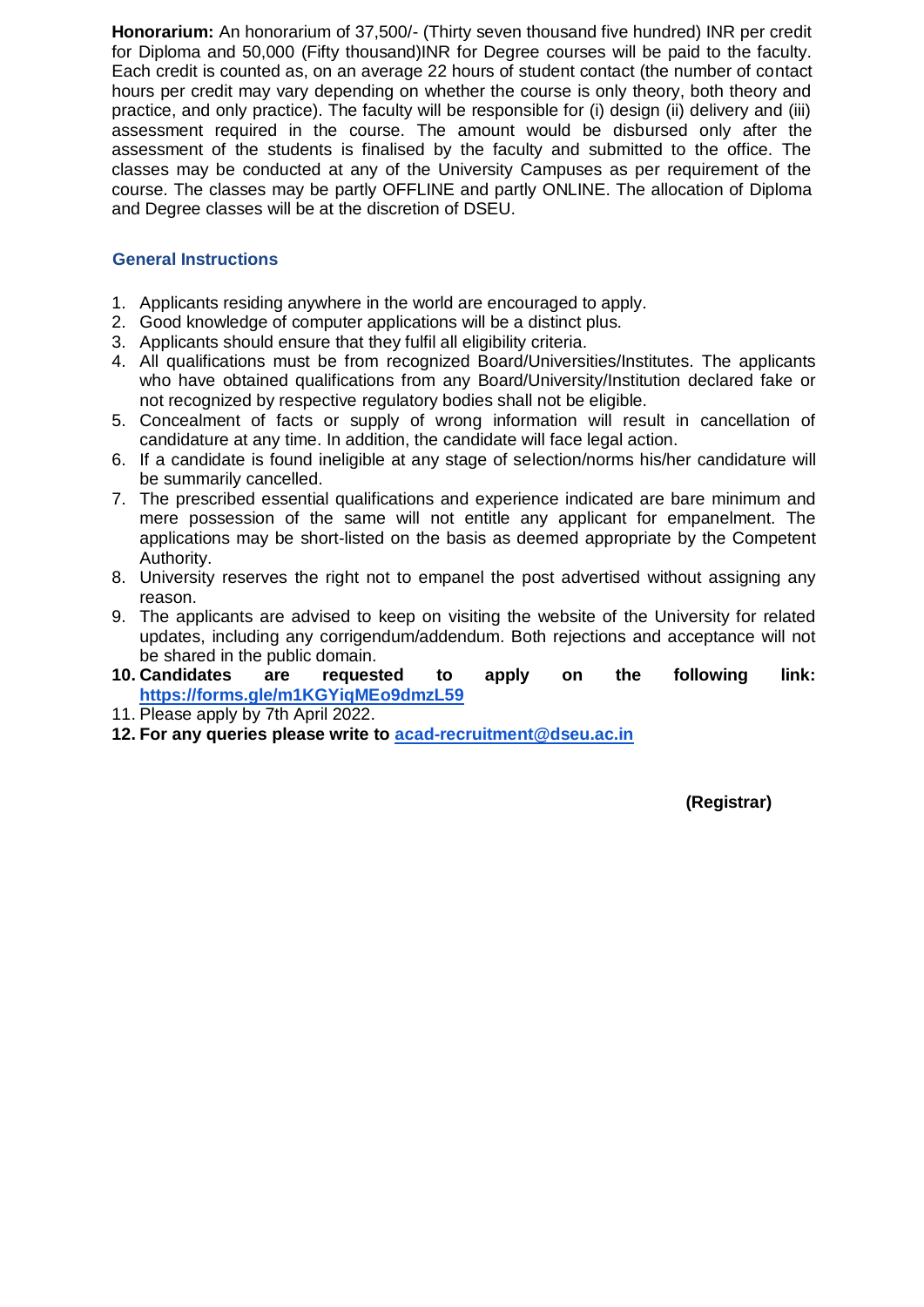**Honorarium:** An honorarium of 37,500/- (Thirty seven thousand five hundred) INR per credit for Diploma and 50,000 (Fifty thousand)INR for Degree courses will be paid to the faculty. Each credit is counted as, on an average 22 hours of student contact (the number of contact hours per credit may vary depending on whether the course is only theory, both theory and practice, and only practice). The faculty will be responsible for (i) design (ii) delivery and (iii) assessment required in the course. The amount would be disbursed only after the assessment of the students is finalised by the faculty and submitted to the office. The classes may be conducted at any of the University Campuses as per requirement of the course. The classes may be partly OFFLINE and partly ONLINE. The allocation of Diploma and Degree classes will be at the discretion of DSEU.

### General Instructions

1. Applicants residing anywhere in the world are encouraged to apply.
2. Good knowledge of computer applications will be a distinct plus.
3. Applicants should ensure that they fulfil all eligibility criteria.
4. All qualifications must be from recognized Board/Universities/Institutes. The applicants who have obtained qualifications from any Board/University/Institution declared fake or not recognized by respective regulatory bodies shall not be eligible.
5. Concealment of facts or supply of wrong information will result in cancellation of candidature at any time. In addition, the candidate will face legal action.
6. If a candidate is found ineligible at any stage of selection/norms his/her candidature will be summarily cancelled.
7. The prescribed essential qualifications and experience indicated are bare minimum and mere possession of the same will not entitle any applicant for empanelment. The applications may be short-listed on the basis as deemed appropriate by the Competent Authority.
8. University reserves the right not to empanel the post advertised without assigning any reason.
9. The applicants are advised to keep on visiting the website of the University for related updates, including any corrigendum/addendum. Both rejections and acceptance will not be shared in the public domain.
10. **Candidates are requested to apply on the following link: https://forms.gle/m1KGYiqMEo9dmzL59**
11. Please apply by 7th April 2022.
12. **For any queries please write to acad-recruitment@dseu.ac.in**

**(Registrar)**